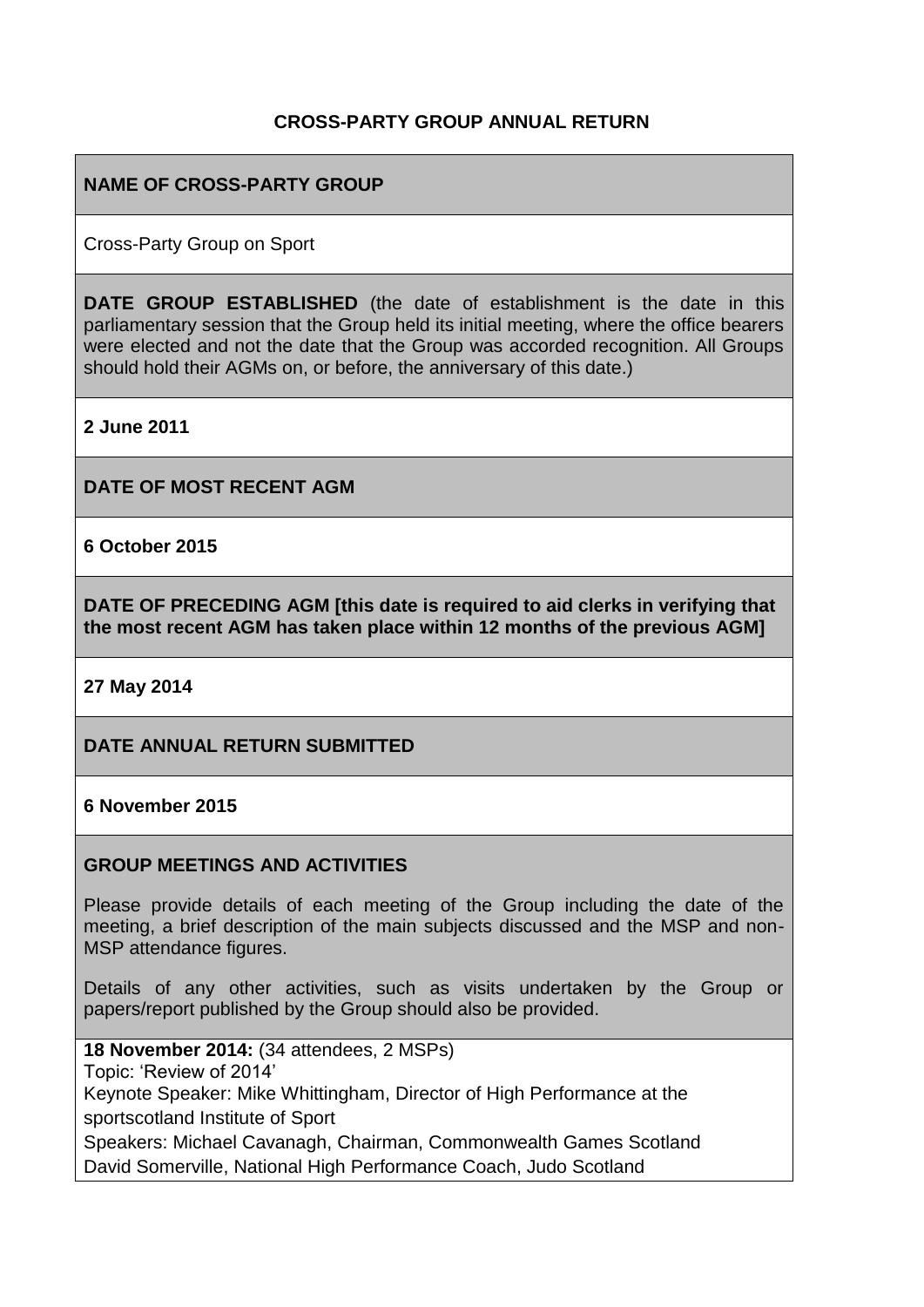# CROSS-PARTY GROUP ANNUAL RETURN

## NAME OF CROSS-PARTY GROUP

Cross-Party Group on Sport

## DATE GROUP ESTABLISHED

**DATE GROUP ESTABLISHED** (the date of establishment is the date in this parliamentary session that the Group held its initial meeting, where the office bearers were elected and not the date that the Group was accorded recognition. All Groups should hold their AGMs on, or before, the anniversary of this date.)

**2 June 2011**

## DATE OF MOST RECENT AGM

**6 October 2015**

## DATE OF PRECEDING AGM

**DATE OF PRECEDING AGM [this date is required to aid clerks in verifying that the most recent AGM has taken place within 12 months of the previous AGM]**

**27 May 2014**

## DATE ANNUAL RETURN SUBMITTED

**6 November 2015**

## GROUP MEETINGS AND ACTIVITIES

Please provide details of each meeting of the Group including the date of the meeting, a brief description of the main subjects discussed and the MSP and non-MSP attendance figures.

Details of any other activities, such as visits undertaken by the Group or papers/report published by the Group should also be provided.

**18 November 2014:** (34 attendees, 2 MSPs)
Topic: 'Review of 2014'
Keynote Speaker: Mike Whittingham, Director of High Performance at the sportscotland Institute of Sport
Speakers: Michael Cavanagh, Chairman, Commonwealth Games Scotland
David Somerville, National High Performance Coach, Judo Scotland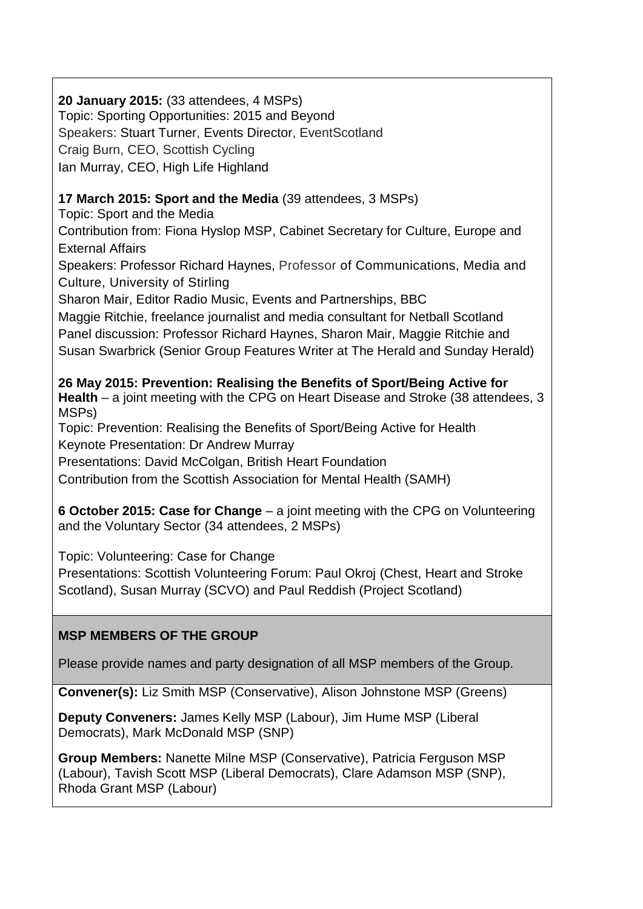**20 January 2015:** (33 attendees, 4 MSPs)
Topic: Sporting Opportunities: 2015 and Beyond
Speakers: Stuart Turner, Events Director, EventScotland
Craig Burn, CEO, Scottish Cycling
Ian Murray, CEO, High Life Highland

**17 March 2015: Sport and the Media** (39 attendees, 3 MSPs)
Topic: Sport and the Media
Contribution from: Fiona Hyslop MSP, Cabinet Secretary for Culture, Europe and External Affairs
Speakers: Professor Richard Haynes, Professor of Communications, Media and Culture, University of Stirling
Sharon Mair, Editor Radio Music, Events and Partnerships, BBC
Maggie Ritchie, freelance journalist and media consultant for Netball Scotland
Panel discussion: Professor Richard Haynes, Sharon Mair, Maggie Ritchie and Susan Swarbrick (Senior Group Features Writer at The Herald and Sunday Herald)

**26 May 2015: Prevention: Realising the Benefits of Sport/Being Active for Health** – a joint meeting with the CPG on Heart Disease and Stroke (38 attendees, 3 MSPs)
Topic: Prevention: Realising the Benefits of Sport/Being Active for Health
Keynote Presentation: Dr Andrew Murray
Presentations: David McColgan, British Heart Foundation
Contribution from the Scottish Association for Mental Health (SAMH)

**6 October 2015: Case for Change** – a joint meeting with the CPG on Volunteering and the Voluntary Sector (34 attendees, 2 MSPs)

Topic: Volunteering: Case for Change
Presentations: Scottish Volunteering Forum: Paul Okroj (Chest, Heart and Stroke Scotland), Susan Murray (SCVO) and Paul Reddish (Project Scotland)

**MSP MEMBERS OF THE GROUP**

Please provide names and party designation of all MSP members of the Group.

**Convener(s):** Liz Smith MSP (Conservative), Alison Johnstone MSP (Greens)

**Deputy Conveners:** James Kelly MSP (Labour), Jim Hume MSP (Liberal Democrats), Mark McDonald MSP (SNP)

**Group Members:** Nanette Milne MSP (Conservative), Patricia Ferguson MSP (Labour), Tavish Scott MSP (Liberal Democrats), Clare Adamson MSP (SNP), Rhoda Grant MSP (Labour)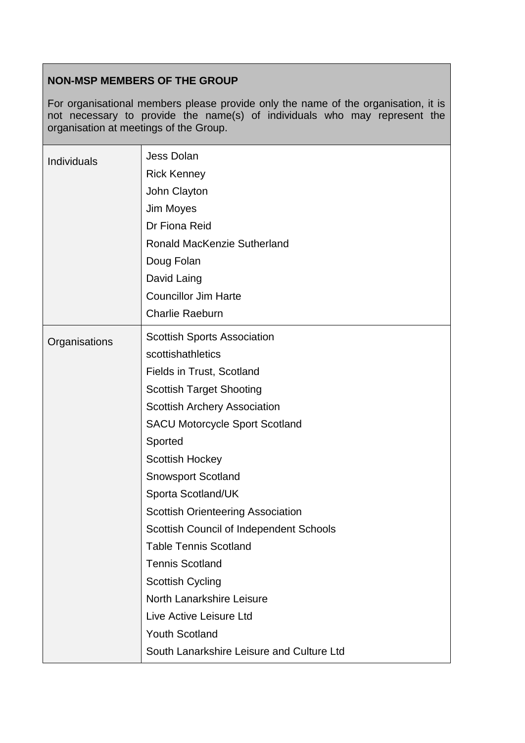| **NON-MSP MEMBERS OF THE GROUP**<br><br>For organisational members please provide only the name of the organisation, it is not necessary to provide the name(s) of individuals who may represent the organisation at meetings of the Group. | |
|---|---|
| Individuals | Jess Dolan<br>Rick Kenney<br>John Clayton<br>Jim Moyes<br>Dr Fiona Reid<br>Ronald MacKenzie Sutherland<br>Doug Folan<br>David Laing<br>Councillor Jim Harte<br>Charlie Raeburn |
| Organisations | Scottish Sports Association<br>scottishathletics<br>Fields in Trust, Scotland<br>Scottish Target Shooting<br>Scottish Archery Association<br>SACU Motorcycle Sport Scotland<br>Sported<br>Scottish Hockey<br>Snowsport Scotland<br>Sporta Scotland/UK<br>Scottish Orienteering Association<br>Scottish Council of Independent Schools<br>Table Tennis Scotland<br>Tennis Scotland<br>Scottish Cycling<br>North Lanarkshire Leisure<br>Live Active Leisure Ltd<br>Youth Scotland<br>South Lanarkshire Leisure and Culture Ltd |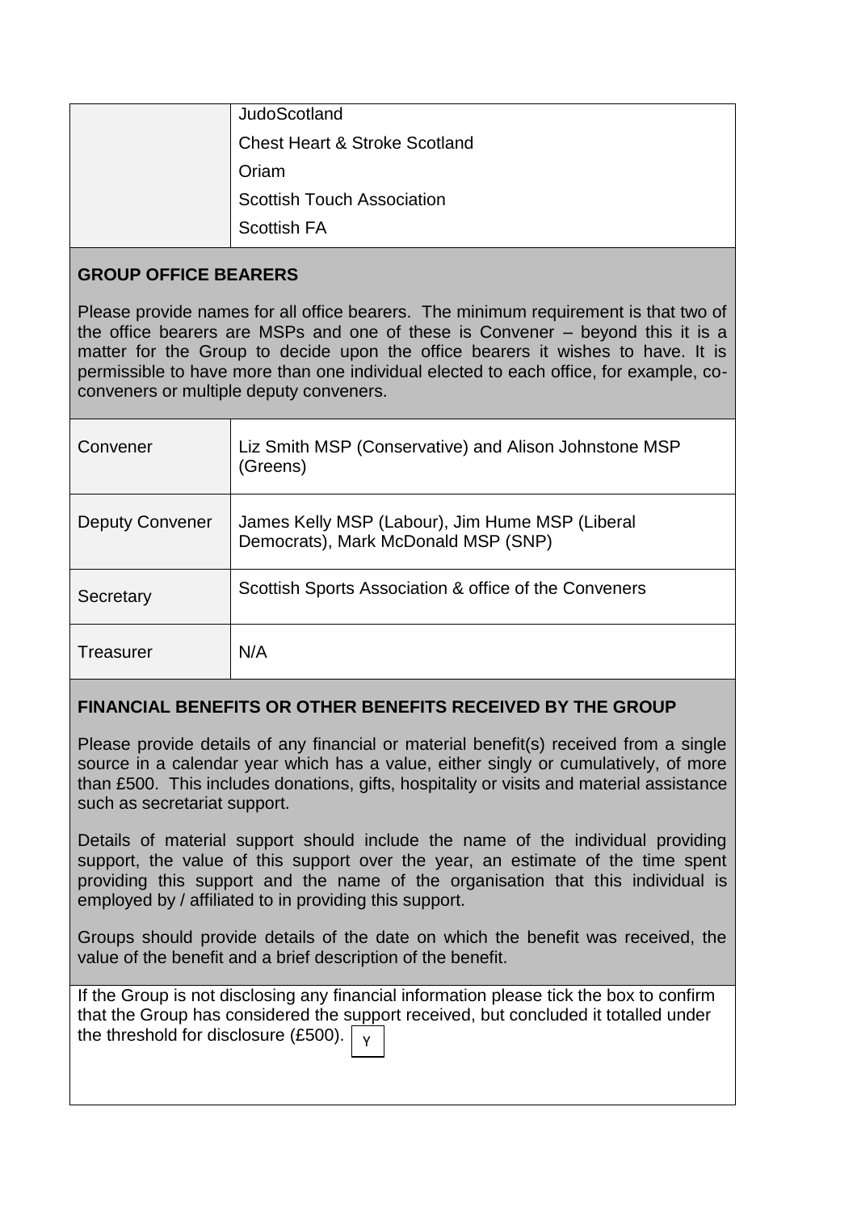| | |
|---|---|
| | JudoScotland<br>Chest Heart & Stroke Scotland<br>Oriam<br>Scottish Touch Association<br>Scottish FA |

## GROUP OFFICE BEARERS

Please provide names for all office bearers. The minimum requirement is that two of the office bearers are MSPs and one of these is Convener – beyond this it is a matter for the Group to decide upon the office bearers it wishes to have. It is permissible to have more than one individual elected to each office, for example, co-conveners or multiple deputy conveners.

| | |
|---|---|
| Convener | Liz Smith MSP (Conservative) and Alison Johnstone MSP (Greens) |
| Deputy Convener | James Kelly MSP (Labour), Jim Hume MSP (Liberal Democrats), Mark McDonald MSP (SNP) |
| Secretary | Scottish Sports Association & office of the Conveners |
| Treasurer | N/A |

## FINANCIAL BENEFITS OR OTHER BENEFITS RECEIVED BY THE GROUP

Please provide details of any financial or material benefit(s) received from a single source in a calendar year which has a value, either singly or cumulatively, of more than £500. This includes donations, gifts, hospitality or visits and material assistance such as secretariat support.

Details of material support should include the name of the individual providing support, the value of this support over the year, an estimate of the time spent providing this support and the name of the organisation that this individual is employed by / affiliated to in providing this support.

Groups should provide details of the date on which the benefit was received, the value of the benefit and a brief description of the benefit.

If the Group is not disclosing any financial information please tick the box to confirm that the Group has considered the support received, but concluded it totalled under the threshold for disclosure (£500). Y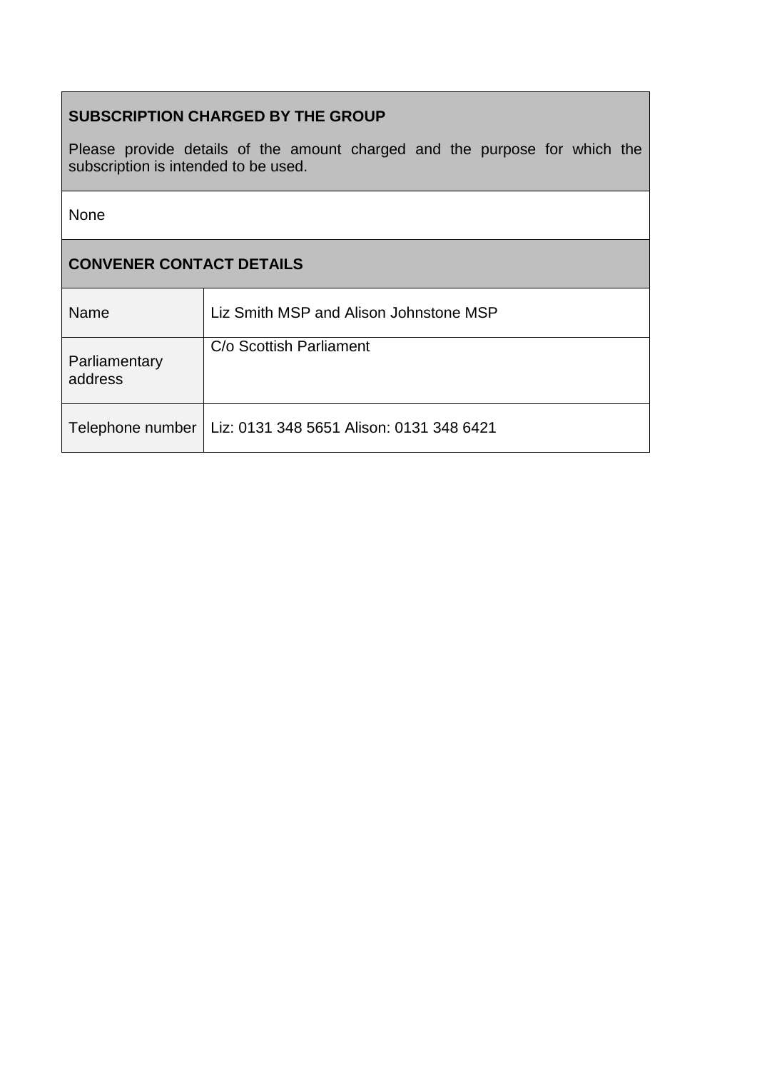| | |
|---|---|
| **SUBSCRIPTION CHARGED BY THE GROUP**<br><br>Please provide details of the amount charged and the purpose for which the subscription is intended to be used. | |
| None | |
| **CONVENER CONTACT DETAILS** | |
| Name | Liz Smith MSP and Alison Johnstone MSP |
| Parliamentary address | C/o Scottish Parliament |
| Telephone number | Liz: 0131 348 5651 Alison: 0131 348 6421 |